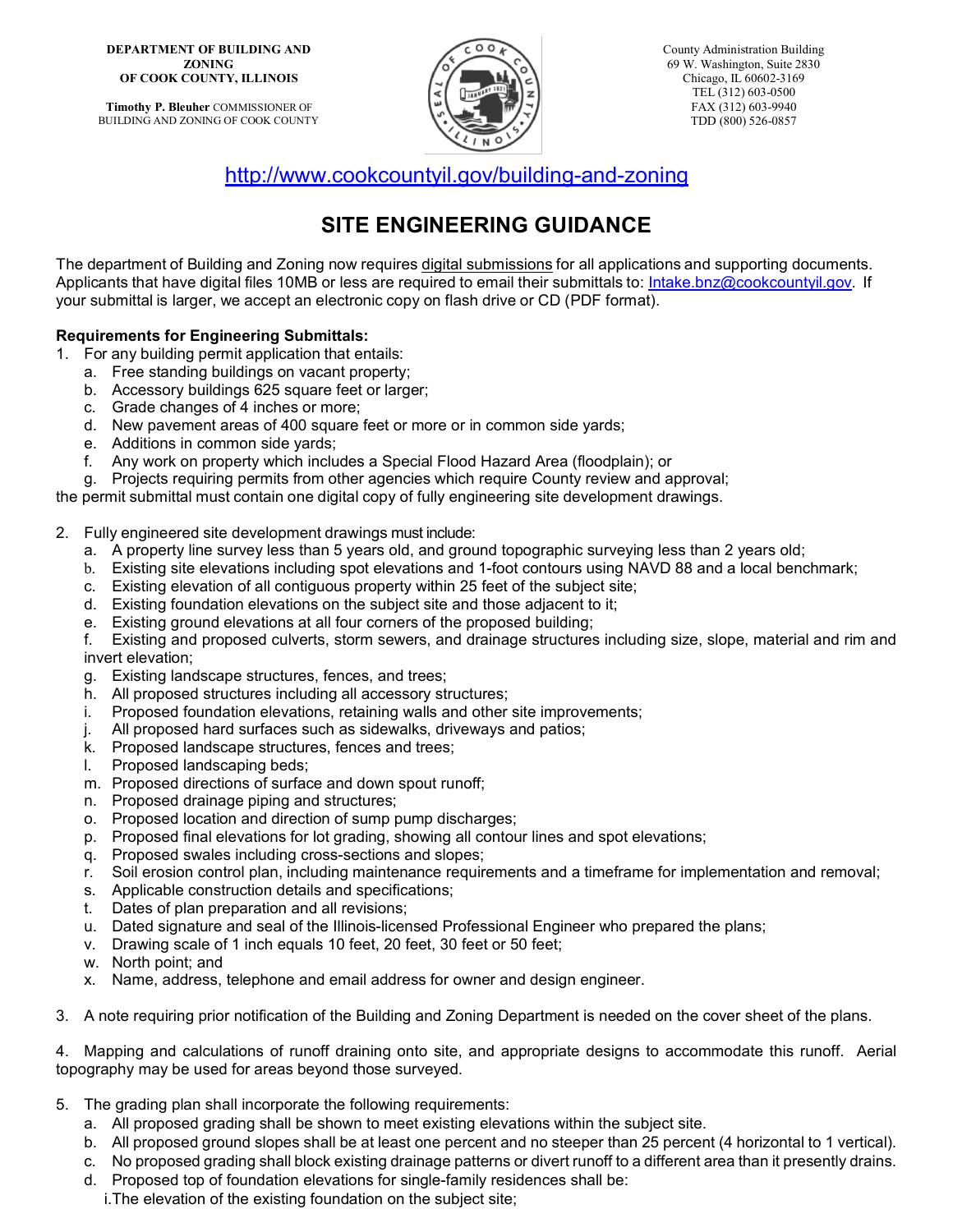**DEPARTMENT OF BUILDING AND ZONING OF COOK COUNTY, ILLINOIS**

**Timothy P. Bleuher** COMMISSIONER OF BUILDING AND ZONING OF COOK COUNTY

County Administration Building
69 W. Washington, Suite 2830
Chicago, IL 60602-3169
TEL (312) 603-0500
FAX (312) 603-9940
TDD (800) 526-0857

http://www.cookcountyil.gov/building-and-zoning

# SITE ENGINEERING GUIDANCE

The department of Building and Zoning now requires digital submissions for all applications and supporting documents. Applicants that have digital files 10MB or less are required to email their submittals to: Intake.bnz@cookcountyil.gov. If your submittal is larger, we accept an electronic copy on flash drive or CD (PDF format).

**Requirements for Engineering Submittals:**

1. For any building permit application that entails:
   a. Free standing buildings on vacant property;
   b. Accessory buildings 625 square feet or larger;
   c. Grade changes of 4 inches or more;
   d. New pavement areas of 400 square feet or more or in common side yards;
   e. Additions in common side yards;
   f. Any work on property which includes a Special Flood Hazard Area (floodplain); or
   g. Projects requiring permits from other agencies which require County review and approval;

the permit submittal must contain one digital copy of fully engineering site development drawings.

2. Fully engineered site development drawings must include:
   a. A property line survey less than 5 years old, and ground topographic surveying less than 2 years old;
   b. Existing site elevations including spot elevations and 1-foot contours using NAVD 88 and a local benchmark;
   c. Existing elevation of all contiguous property within 25 feet of the subject site;
   d. Existing foundation elevations on the subject site and those adjacent to it;
   e. Existing ground elevations at all four corners of the proposed building;
   f. Existing and proposed culverts, storm sewers, and drainage structures including size, slope, material and rim and invert elevation;
   g. Existing landscape structures, fences, and trees;
   h. All proposed structures including all accessory structures;
   i. Proposed foundation elevations, retaining walls and other site improvements;
   j. All proposed hard surfaces such as sidewalks, driveways and patios;
   k. Proposed landscape structures, fences and trees;
   l. Proposed landscaping beds;
   m. Proposed directions of surface and down spout runoff;
   n. Proposed drainage piping and structures;
   o. Proposed location and direction of sump pump discharges;
   p. Proposed final elevations for lot grading, showing all contour lines and spot elevations;
   q. Proposed swales including cross-sections and slopes;
   r. Soil erosion control plan, including maintenance requirements and a timeframe for implementation and removal;
   s. Applicable construction details and specifications;
   t. Dates of plan preparation and all revisions;
   u. Dated signature and seal of the Illinois-licensed Professional Engineer who prepared the plans;
   v. Drawing scale of 1 inch equals 10 feet, 20 feet, 30 feet or 50 feet;
   w. North point; and
   x. Name, address, telephone and email address for owner and design engineer.

3. A note requiring prior notification of the Building and Zoning Department is needed on the cover sheet of the plans.

4. Mapping and calculations of runoff draining onto site, and appropriate designs to accommodate this runoff. Aerial topography may be used for areas beyond those surveyed.

5. The grading plan shall incorporate the following requirements:
   a. All proposed grading shall be shown to meet existing elevations within the subject site.
   b. All proposed ground slopes shall be at least one percent and no steeper than 25 percent (4 horizontal to 1 vertical).
   c. No proposed grading shall block existing drainage patterns or divert runoff to a different area than it presently drains.
   d. Proposed top of foundation elevations for single-family residences shall be:
      i. The elevation of the existing foundation on the subject site;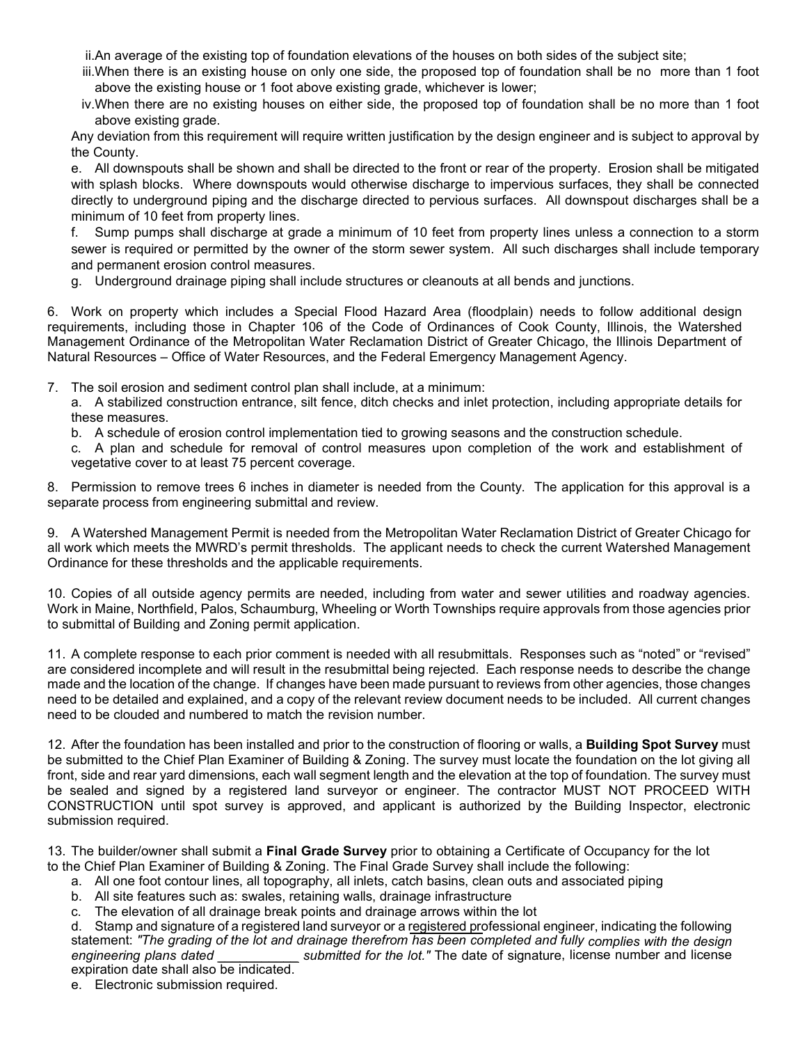ii. An average of the existing top of foundation elevations of the houses on both sides of the subject site;

iii. When there is an existing house on only one side, the proposed top of foundation shall be no more than 1 foot above the existing house or 1 foot above existing grade, whichever is lower;

iv. When there are no existing houses on either side, the proposed top of foundation shall be no more than 1 foot above existing grade.

Any deviation from this requirement will require written justification by the design engineer and is subject to approval by the County.

e. All downspouts shall be shown and shall be directed to the front or rear of the property. Erosion shall be mitigated with splash blocks. Where downspouts would otherwise discharge to impervious surfaces, they shall be connected directly to underground piping and the discharge directed to pervious surfaces. All downspout discharges shall be a minimum of 10 feet from property lines.

f. Sump pumps shall discharge at grade a minimum of 10 feet from property lines unless a connection to a storm sewer is required or permitted by the owner of the storm sewer system. All such discharges shall include temporary and permanent erosion control measures.

g. Underground drainage piping shall include structures or cleanouts at all bends and junctions.

6. Work on property which includes a Special Flood Hazard Area (floodplain) needs to follow additional design requirements, including those in Chapter 106 of the Code of Ordinances of Cook County, Illinois, the Watershed Management Ordinance of the Metropolitan Water Reclamation District of Greater Chicago, the Illinois Department of Natural Resources – Office of Water Resources, and the Federal Emergency Management Agency.

7. The soil erosion and sediment control plan shall include, at a minimum:
   a. A stabilized construction entrance, silt fence, ditch checks and inlet protection, including appropriate details for these measures.
   b. A schedule of erosion control implementation tied to growing seasons and the construction schedule.
   c. A plan and schedule for removal of control measures upon completion of the work and establishment of vegetative cover to at least 75 percent coverage.

8. Permission to remove trees 6 inches in diameter is needed from the County. The application for this approval is a separate process from engineering submittal and review.

9. A Watershed Management Permit is needed from the Metropolitan Water Reclamation District of Greater Chicago for all work which meets the MWRD's permit thresholds. The applicant needs to check the current Watershed Management Ordinance for these thresholds and the applicable requirements.

10. Copies of all outside agency permits are needed, including from water and sewer utilities and roadway agencies. Work in Maine, Northfield, Palos, Schaumburg, Wheeling or Worth Townships require approvals from those agencies prior to submittal of Building and Zoning permit application.

11. A complete response to each prior comment is needed with all resubmittals. Responses such as "noted" or "revised" are considered incomplete and will result in the resubmittal being rejected. Each response needs to describe the change made and the location of the change. If changes have been made pursuant to reviews from other agencies, those changes need to be detailed and explained, and a copy of the relevant review document needs to be included. All current changes need to be clouded and numbered to match the revision number.

12. After the foundation has been installed and prior to the construction of flooring or walls, a **Building Spot Survey** must be submitted to the Chief Plan Examiner of Building & Zoning. The survey must locate the foundation on the lot giving all front, side and rear yard dimensions, each wall segment length and the elevation at the top of foundation. The survey must be sealed and signed by a registered land surveyor or engineer. The contractor MUST NOT PROCEED WITH CONSTRUCTION until spot survey is approved, and applicant is authorized by the Building Inspector, electronic submission required.

13. The builder/owner shall submit a **Final Grade Survey** prior to obtaining a Certificate of Occupancy for the lot to the Chief Plan Examiner of Building & Zoning. The Final Grade Survey shall include the following:
   a. All one foot contour lines, all topography, all inlets, catch basins, clean outs and associated piping
   b. All site features such as: swales, retaining walls, drainage infrastructure
   c. The elevation of all drainage break points and drainage arrows within the lot
   d. Stamp and signature of a registered land surveyor or a registered professional engineer, indicating the following statement: *"The grading of the lot and drainage therefrom has been completed and fully complies with the design engineering plans dated ___________ submitted for the lot."* The date of signature, license number and license expiration date shall also be indicated.
   e. Electronic submission required.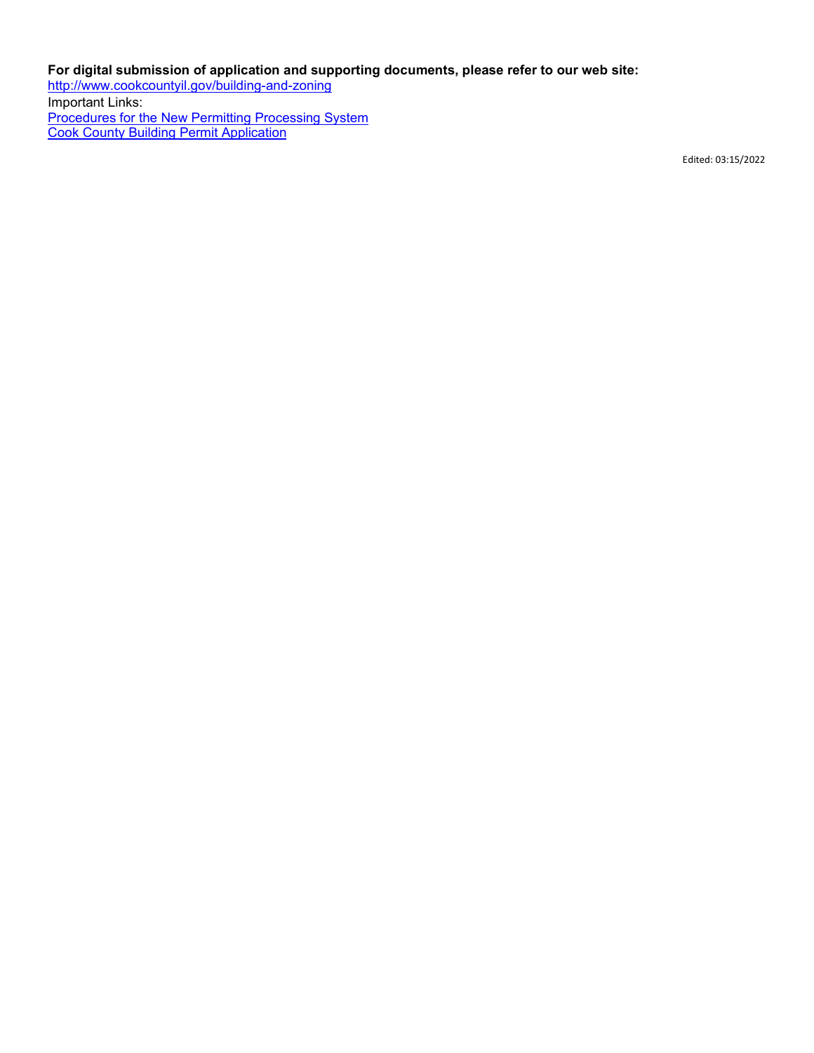**For digital submission of application and supporting documents, please refer to our web site:**
[http://www.cookcountyil.gov/building-and-zoning](http://www.cookcountyil.gov/building-and-zoning)
Important Links:
Procedures for the New Permitting Processing System
Cook County Building Permit Application

Edited: 03:15/2022